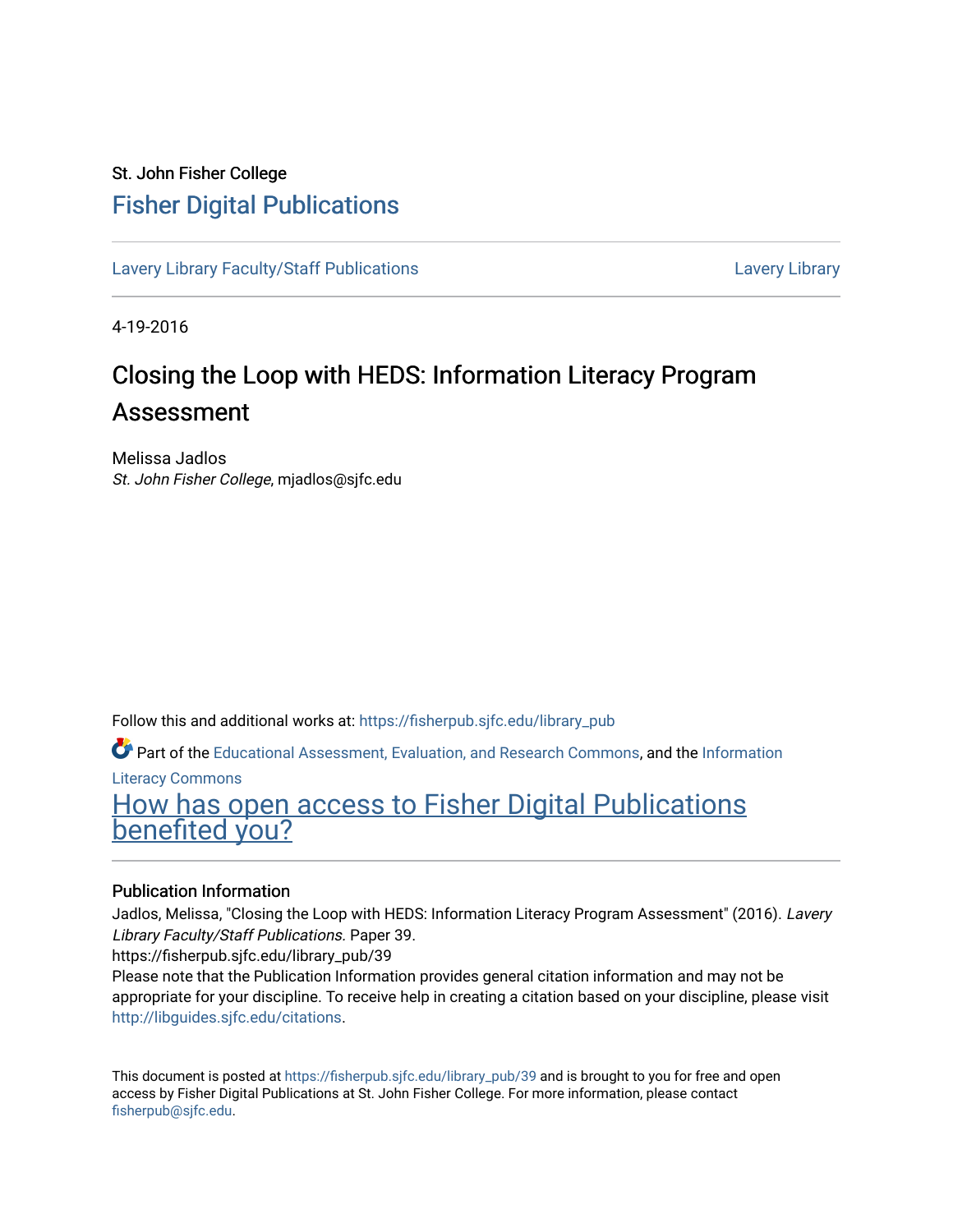St. John Fisher College

# Fisher Digital Publications

Lavery Library Faculty/Staff Publications | Lavery Library

4-19-2016

# Closing the Loop with HEDS: Information Literacy Program Assessment

Melissa Jadlos
*St. John Fisher College*, mjadlos@sjfc.edu

Follow this and additional works at: https://fisherpub.sjfc.edu/library_pub

Part of the Educational Assessment, Evaluation, and Research Commons, and the Information Literacy Commons

How has open access to Fisher Digital Publications benefited you?

### Publication Information

Jadlos, Melissa, "Closing the Loop with HEDS: Information Literacy Program Assessment" (2016). *Lavery Library Faculty/Staff Publications.* Paper 39.
https://fisherpub.sjfc.edu/library_pub/39
Please note that the Publication Information provides general citation information and may not be appropriate for your discipline. To receive help in creating a citation based on your discipline, please visit http://libguides.sjfc.edu/citations.

This document is posted at https://fisherpub.sjfc.edu/library_pub/39 and is brought to you for free and open access by Fisher Digital Publications at St. John Fisher College. For more information, please contact fisherpub@sjfc.edu.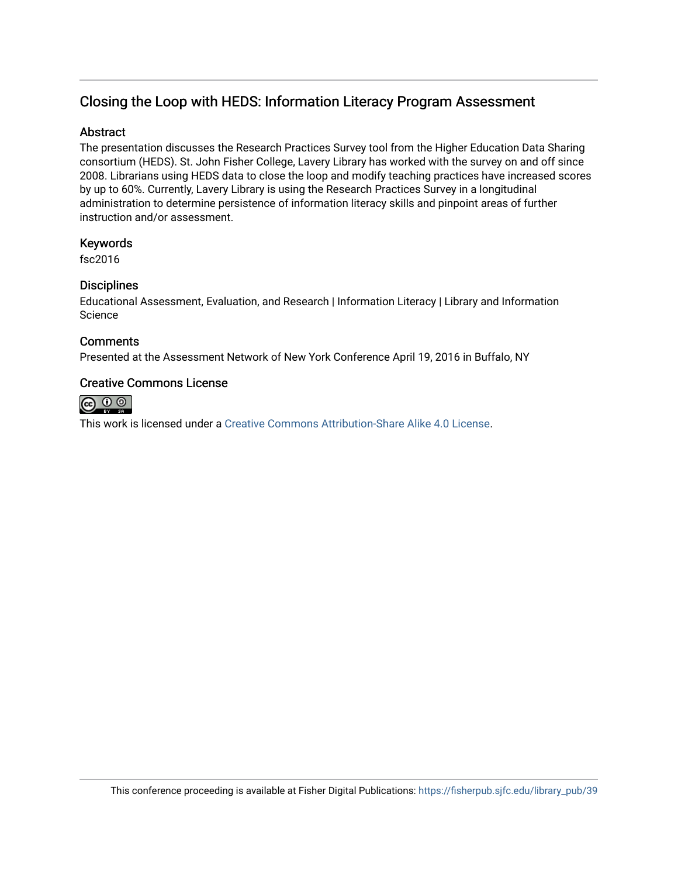# Closing the Loop with HEDS: Information Literacy Program Assessment

## Abstract

The presentation discusses the Research Practices Survey tool from the Higher Education Data Sharing consortium (HEDS). St. John Fisher College, Lavery Library has worked with the survey on and off since 2008. Librarians using HEDS data to close the loop and modify teaching practices have increased scores by up to 60%. Currently, Lavery Library is using the Research Practices Survey in a longitudinal administration to determine persistence of information literacy skills and pinpoint areas of further instruction and/or assessment.

## Keywords

fsc2016

## Disciplines

Educational Assessment, Evaluation, and Research | Information Literacy | Library and Information Science

## Comments

Presented at the Assessment Network of New York Conference April 19, 2016 in Buffalo, NY

## Creative Commons License

This work is licensed under a Creative Commons Attribution-Share Alike 4.0 License.

This conference proceeding is available at Fisher Digital Publications: https://fisherpub.sjfc.edu/library_pub/39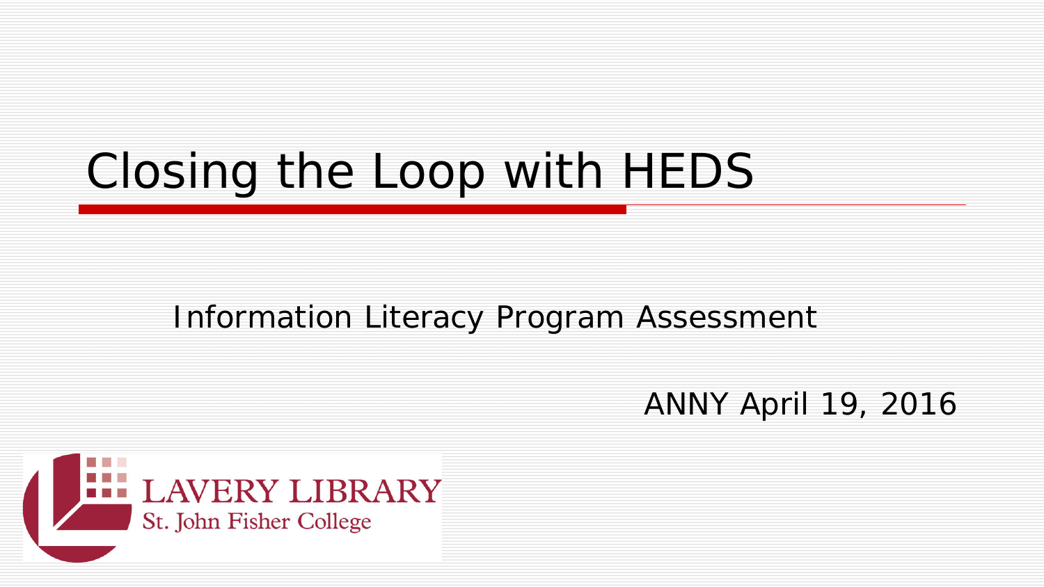# Closing the Loop with HEDS

Information Literacy Program Assessment

ANNY April 19, 2016

LAVERY LIBRARY
St. John Fisher College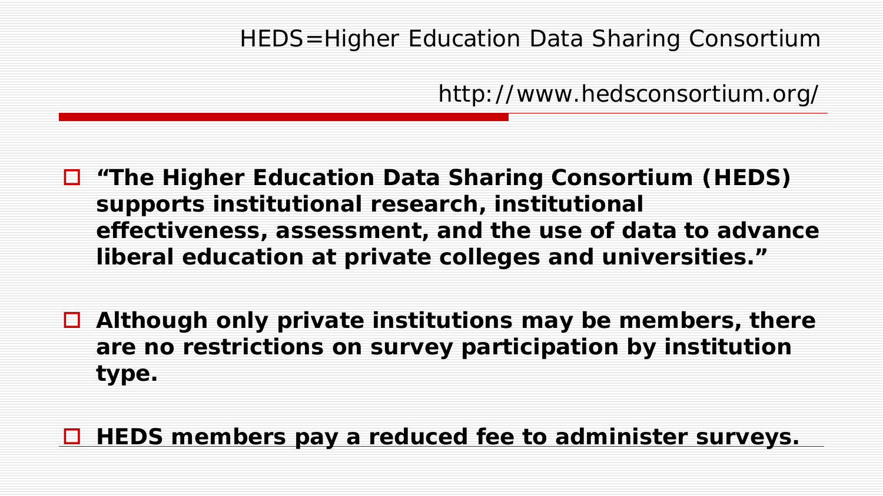# HEDS=Higher Education Data Sharing Consortium

http://www.hedsconsortium.org/

- **"The Higher Education Data Sharing Consortium (HEDS) supports institutional research, institutional effectiveness, assessment, and the use of data to advance liberal education at private colleges and universities."**

- **Although only private institutions may be members, there are no restrictions on survey participation by institution type.**

- **HEDS members pay a reduced fee to administer surveys.**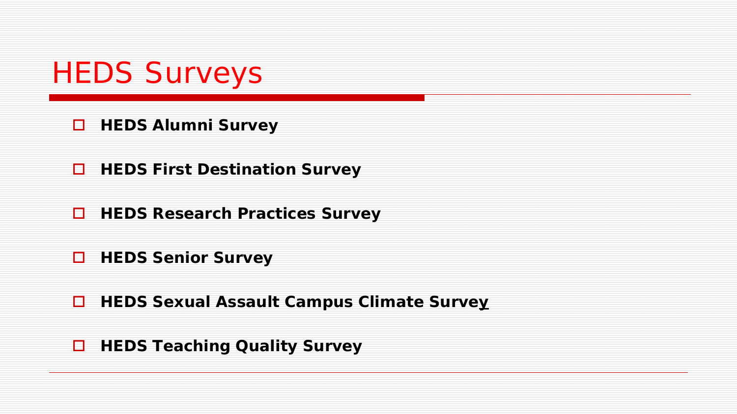# HEDS Surveys

- **HEDS Alumni Survey**
- **HEDS First Destination Survey**
- **HEDS Research Practices Survey**
- **HEDS Senior Survey**
- **HEDS Sexual Assault Campus Climate Survey**
- **HEDS Teaching Quality Survey**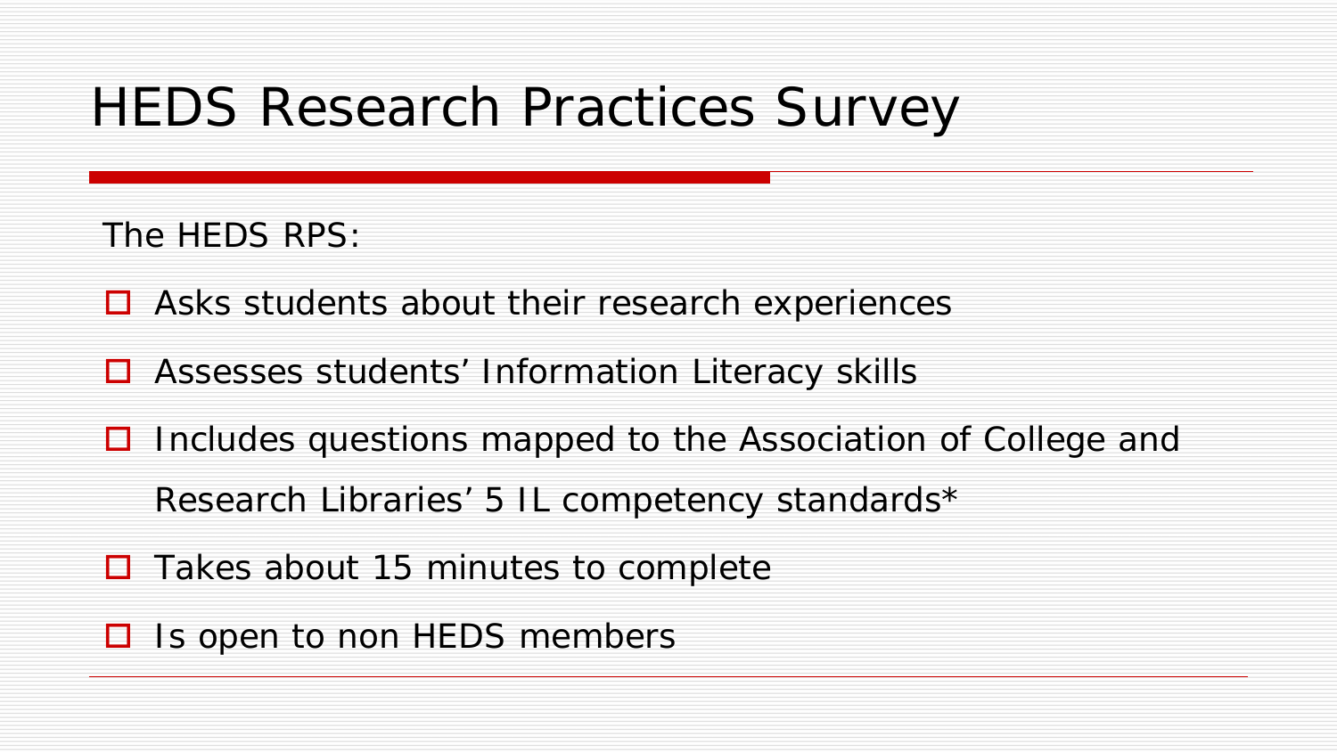# HEDS Research Practices Survey

The HEDS RPS:

- Asks students about their research experiences
- Assesses students' Information Literacy skills
- Includes questions mapped to the Association of College and Research Libraries' 5 IL competency standards*
- Takes about 15 minutes to complete
- Is open to non HEDS members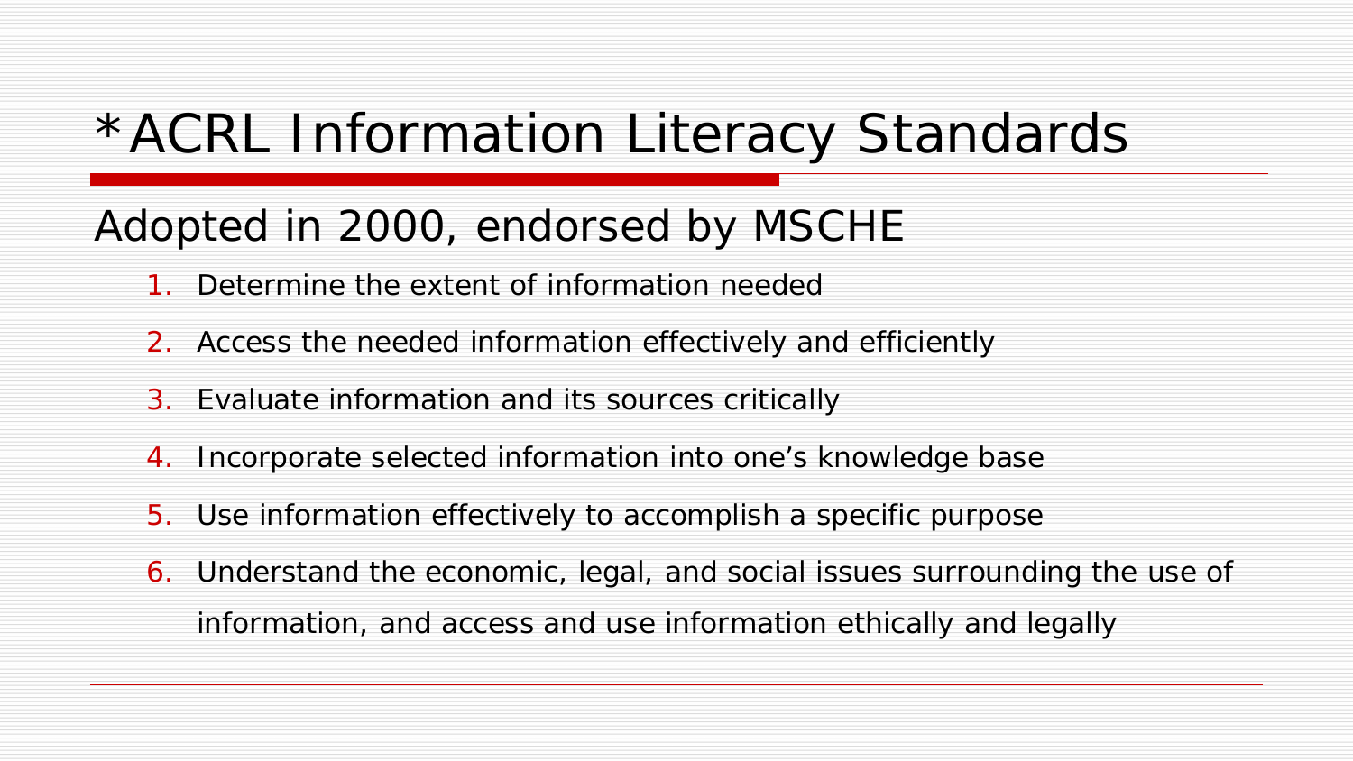# *ACRL Information Literacy Standards

## Adopted in 2000, endorsed by MSCHE

1. Determine the extent of information needed
2. Access the needed information effectively and efficiently
3. Evaluate information and its sources critically
4. Incorporate selected information into one’s knowledge base
5. Use information effectively to accomplish a specific purpose
6. Understand the economic, legal, and social issues surrounding the use of information, and access and use information ethically and legally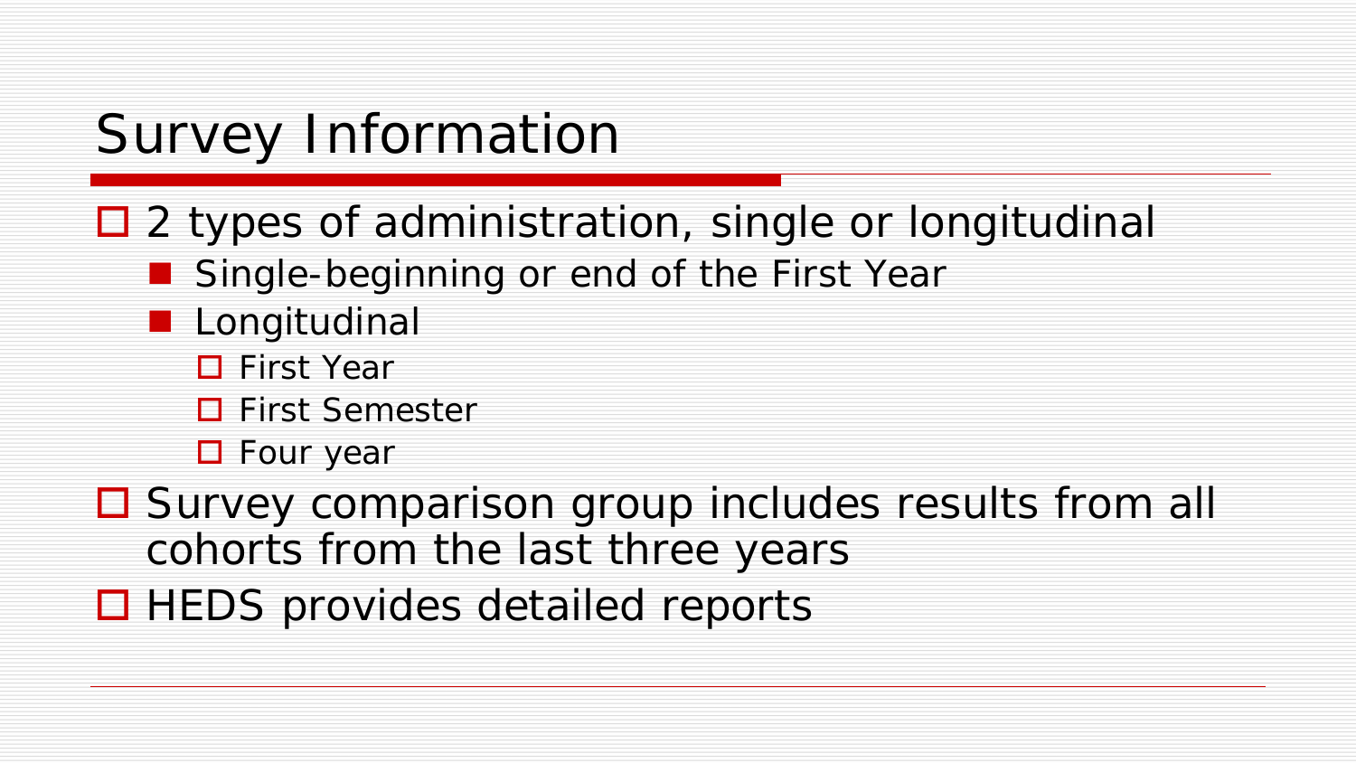# Survey Information

- 2 types of administration, single or longitudinal
  - Single-beginning or end of the First Year
  - Longitudinal
    - First Year
    - First Semester
    - Four year
- Survey comparison group includes results from all cohorts from the last three years
- HEDS provides detailed reports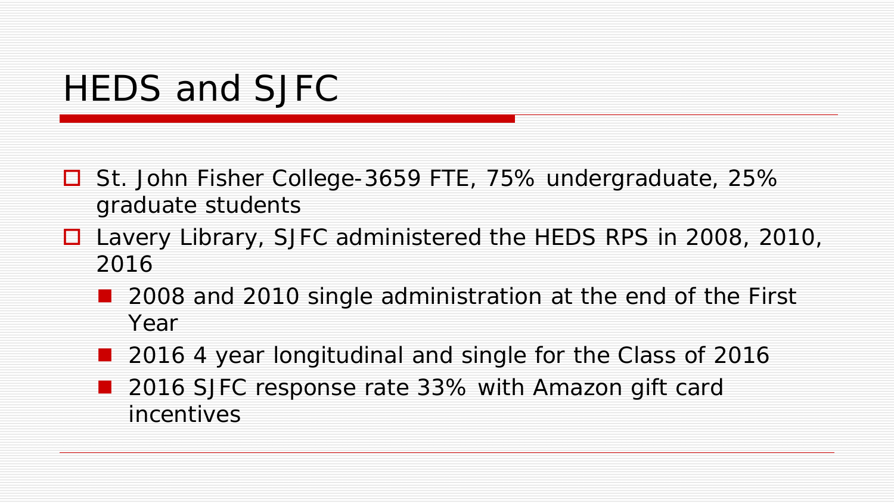# HEDS and SJFC

- St. John Fisher College-3659 FTE, 75% undergraduate, 25% graduate students
- Lavery Library, SJFC administered the HEDS RPS in 2008, 2010, 2016
  - 2008 and 2010 single administration at the end of the First Year
  - 2016 4 year longitudinal and single for the Class of 2016
  - 2016 SJFC response rate 33% with Amazon gift card incentives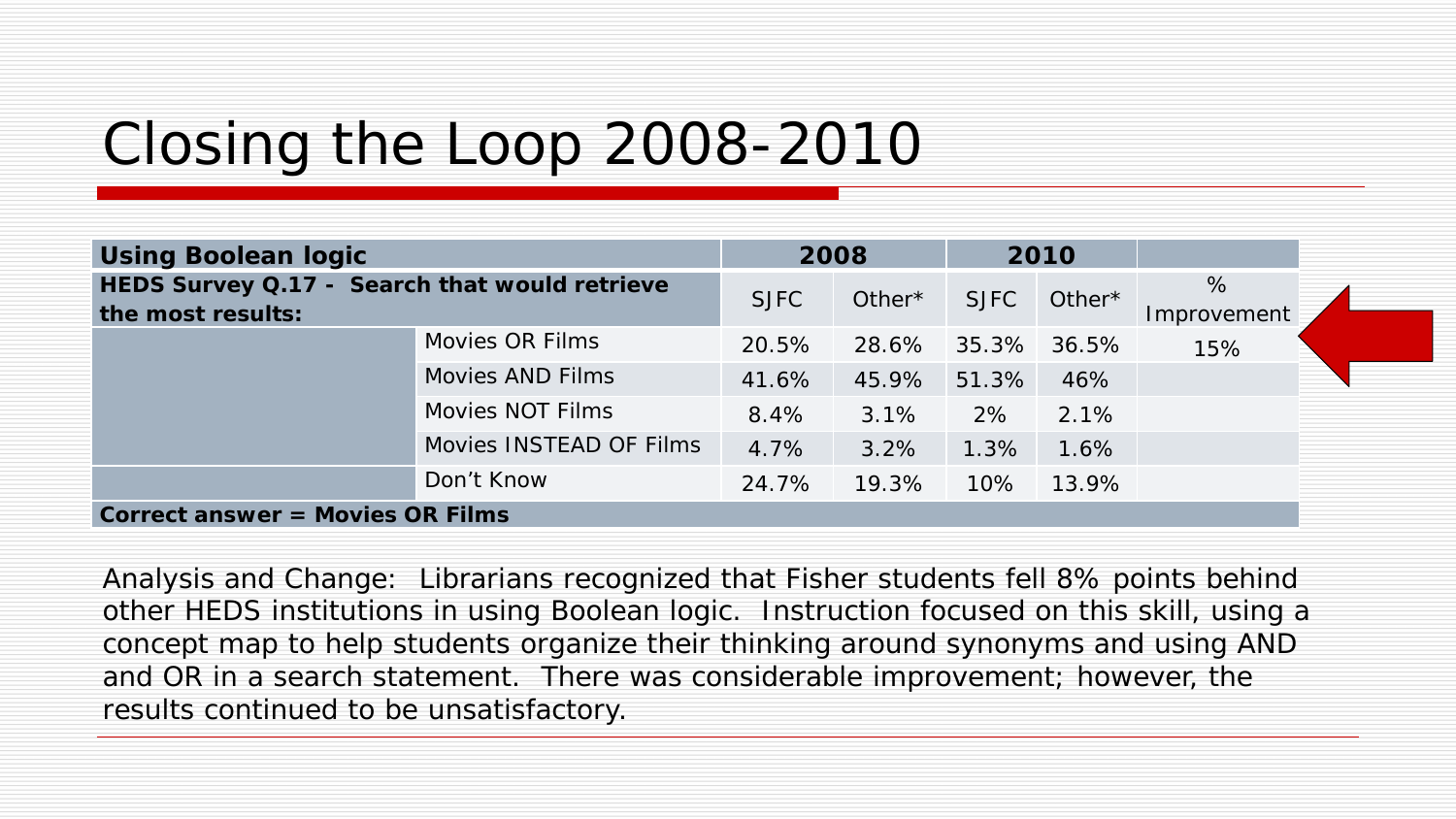# Closing the Loop 2008-2010

| Using Boolean logic | | 2008 | | 2010 | | |
|---|---|---|---|---|---|---|
| HEDS Survey Q.17 - Search that would retrieve the most results: | | SJFC | Other* | SJFC | Other* | % Improvement |
| | Movies OR Films | 20.5% | 28.6% | 35.3% | 36.5% | 15% |
| | Movies AND Films | 41.6% | 45.9% | 51.3% | 46% | |
| | Movies NOT Films | 8.4% | 3.1% | 2% | 2.1% | |
| | Movies INSTEAD OF Films | 4.7% | 3.2% | 1.3% | 1.6% | |
| | Don't Know | 24.7% | 19.3% | 10% | 13.9% | |
| Correct answer = Movies OR Films | | | | | | |

Analysis and Change: Librarians recognized that Fisher students fell 8% points behind other HEDS institutions in using Boolean logic. Instruction focused on this skill, using a concept map to help students organize their thinking around synonyms and using AND and OR in a search statement. There was considerable improvement; however, the results continued to be unsatisfactory.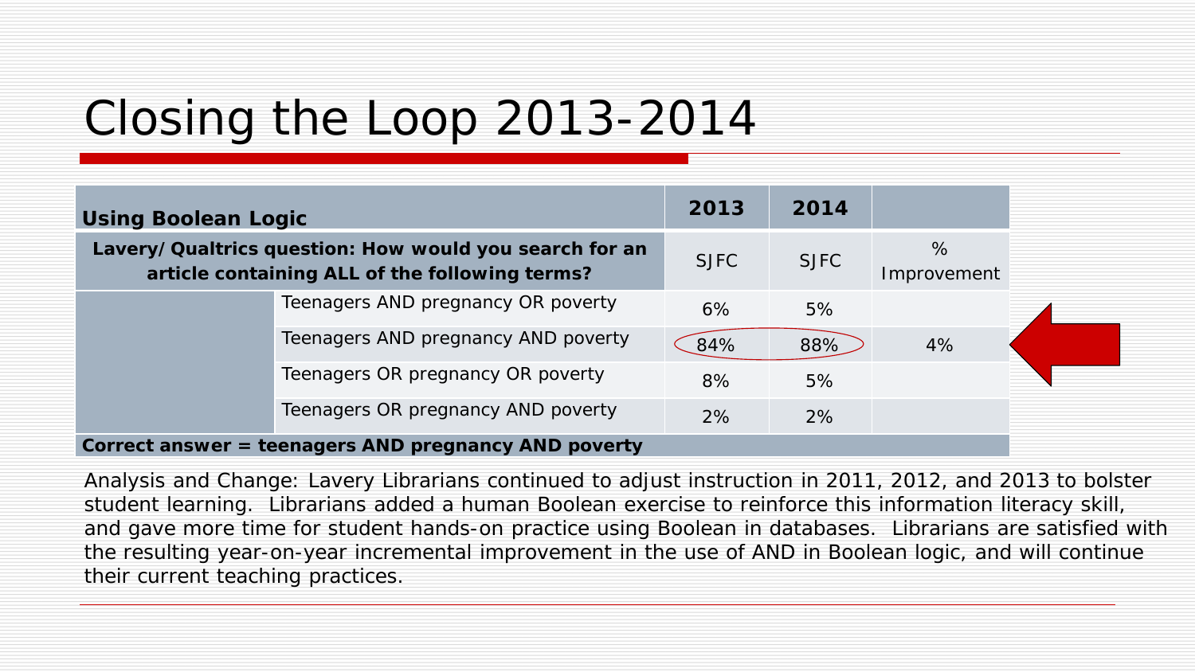# Closing the Loop 2013-2014

| Using Boolean Logic | | 2013 | 2014 | |
|---|---|---|---|---|
| **Lavery/Qualtrics question: How would you search for an article containing ALL of the following terms?** | | SJFC | SJFC | % Improvement |
| | Teenagers AND pregnancy OR poverty | 6% | 5% | |
| | Teenagers AND pregnancy AND poverty | 84% | 88% | 4% |
| | Teenagers OR pregnancy OR poverty | 8% | 5% | |
| | Teenagers OR pregnancy AND poverty | 2% | 2% | |
| **Correct answer = teenagers AND pregnancy AND poverty** | | | | |

Analysis and Change: Lavery Librarians continued to adjust instruction in 2011, 2012, and 2013 to bolster student learning. Librarians added a human Boolean exercise to reinforce this information literacy skill, and gave more time for student hands-on practice using Boolean in databases. Librarians are satisfied with the resulting year-on-year incremental improvement in the use of AND in Boolean logic, and will continue their current teaching practices.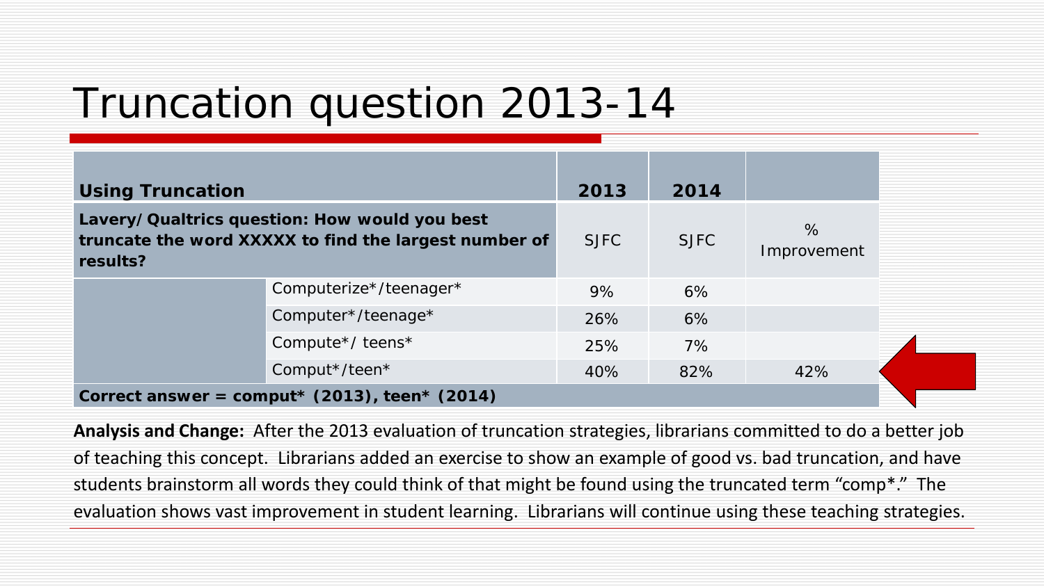# Truncation question 2013-14

| Using Truncation | | 2013 | 2014 | |
|---|---|---|---|---|
| Lavery/ Qualtrics question: How would you best truncate the word XXXXX to find the largest number of results? | | SJFC | SJFC | % Improvement |
| | Computerize*/teenager* | 9% | 6% | |
| | Computer*/teenage* | 26% | 6% | |
| | Compute*/ teens* | 25% | 7% | |
| | Comput*/teen* | 40% | 82% | 42% |
| Correct answer = comput* (2013), teen* (2014) | | | | |

**Analysis and Change:** After the 2013 evaluation of truncation strategies, librarians committed to do a better job of teaching this concept. Librarians added an exercise to show an example of good vs. bad truncation, and have students brainstorm all words they could think of that might be found using the truncated term "comp*." The evaluation shows vast improvement in student learning. Librarians will continue using these teaching strategies.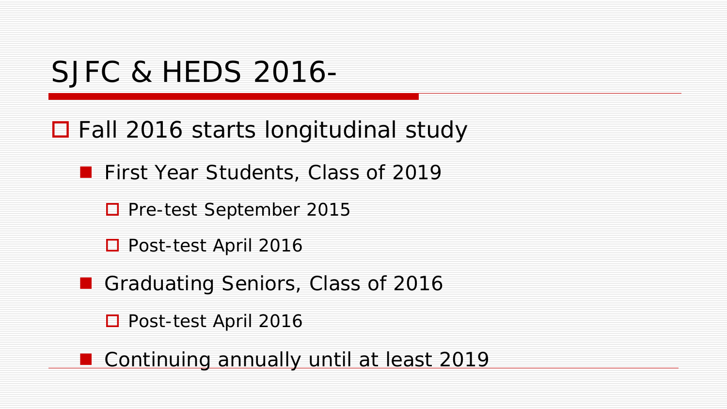# SJFC & HEDS 2016-

- Fall 2016 starts longitudinal study
  - First Year Students, Class of 2019
    - Pre-test September 2015
    - Post-test April 2016
  - Graduating Seniors, Class of 2016
    - Post-test April 2016
  - Continuing annually until at least 2019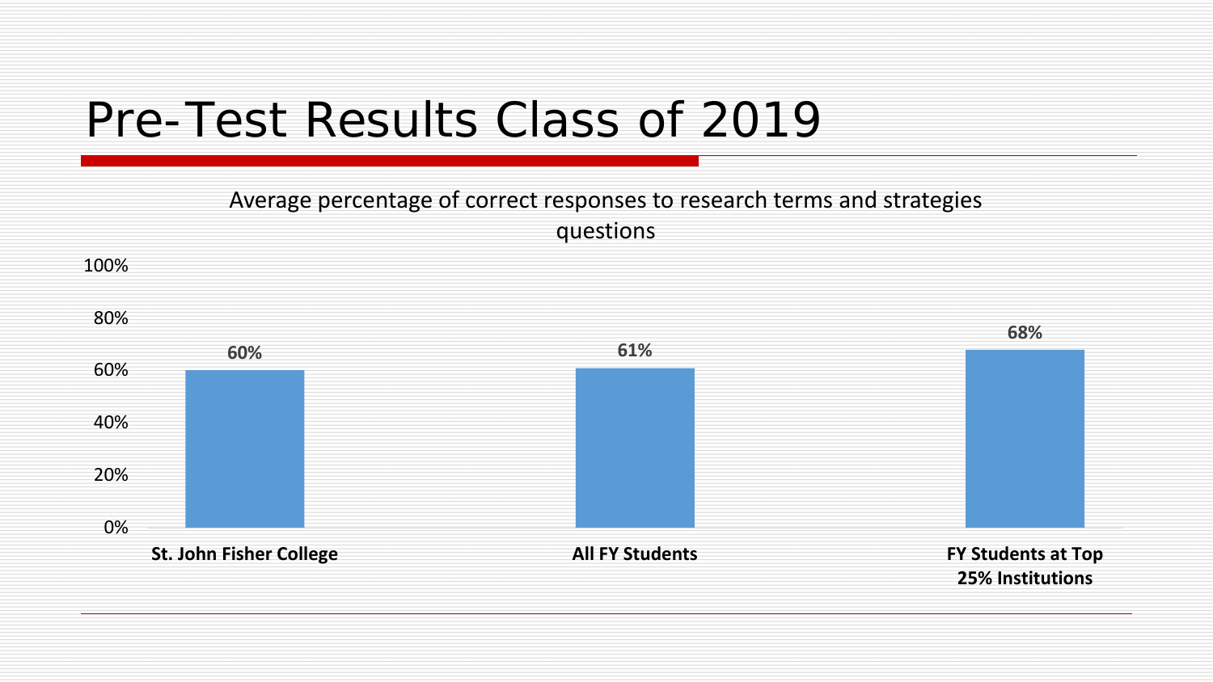# Pre-Test Results Class of 2019

Average percentage of correct responses to research terms and strategies questions

| | Percentage |
|---|---|
| St. John Fisher College | 60% |
| All FY Students | 61% |
| FY Students at Top 25% Institutions | 68% |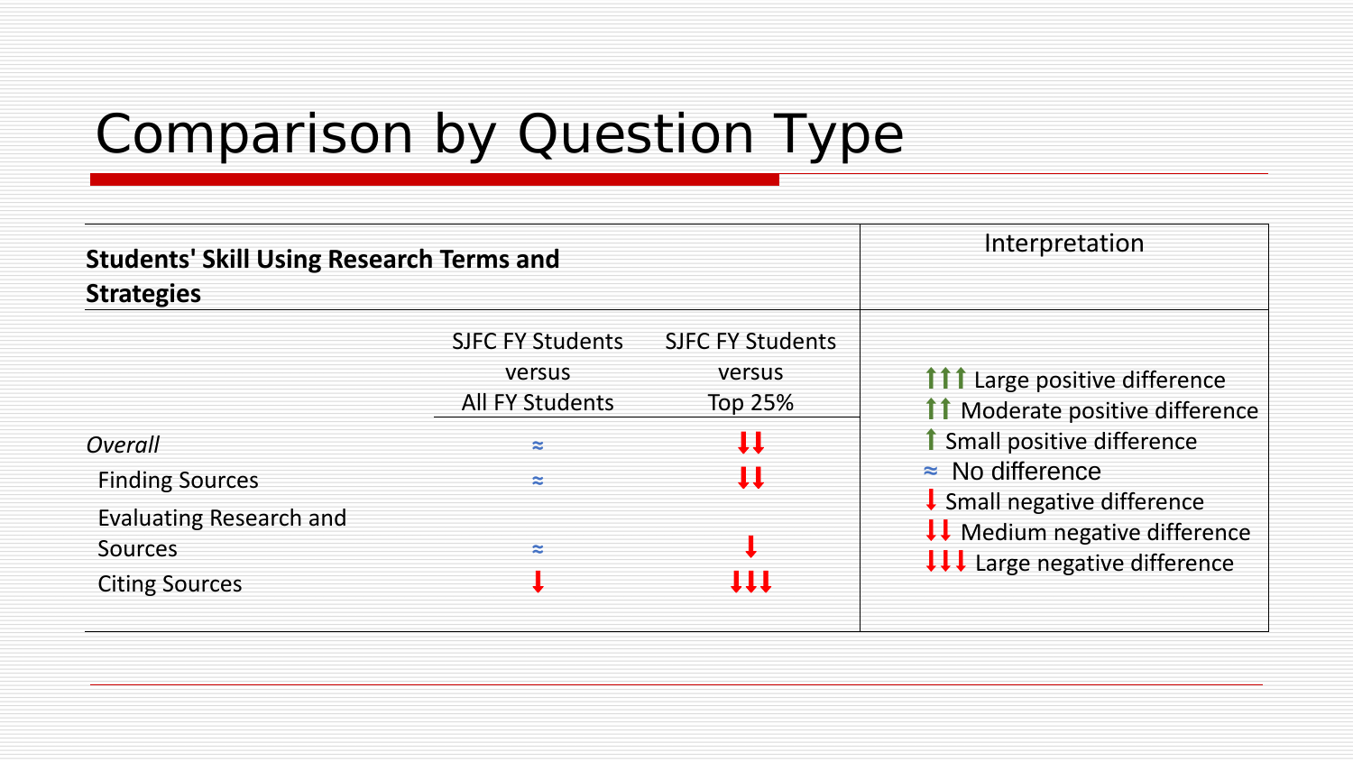# Comparison by Question Type

| Students' Skill Using Research Terms and Strategies | SJFC FY Students versus All FY Students | SJFC FY Students versus Top 25% |
|---|---|---|
| *Overall* | ≈ | ↓↓ |
| Finding Sources | ≈ | ↓↓ |
| Evaluating Research and Sources | ≈ | ↓ |
| Citing Sources | ↓ | ↓↓↓ |

**Interpretation**

- ↑↑↑ Large positive difference
- ↑↑ Moderate positive difference
- ↑ Small positive difference
- ≈ No difference
- ↓ Small negative difference
- ↓↓ Medium negative difference
- ↓↓↓ Large negative difference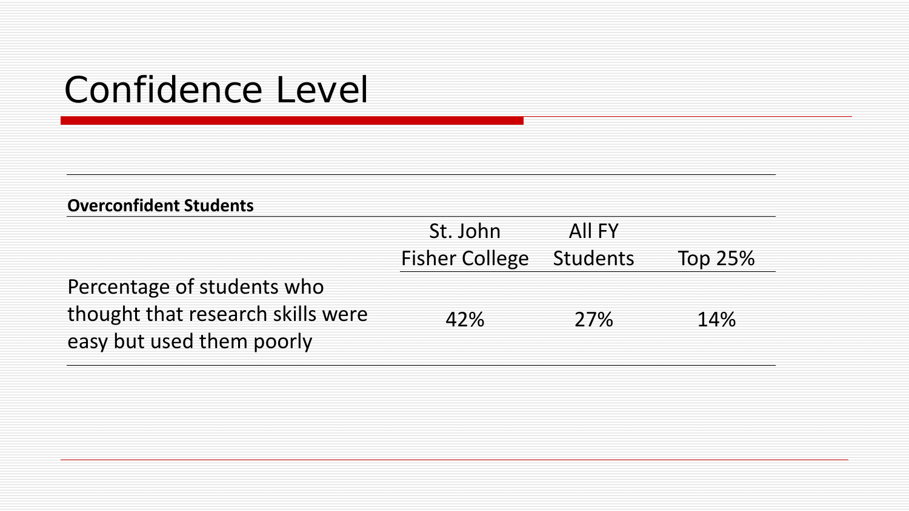# Confidence Level

| **Overconfident Students** | | | |
|---|---|---|---|
| | St. John Fisher College | All FY Students | Top 25% |
| Percentage of students who thought that research skills were easy but used them poorly | 42% | 27% | 14% |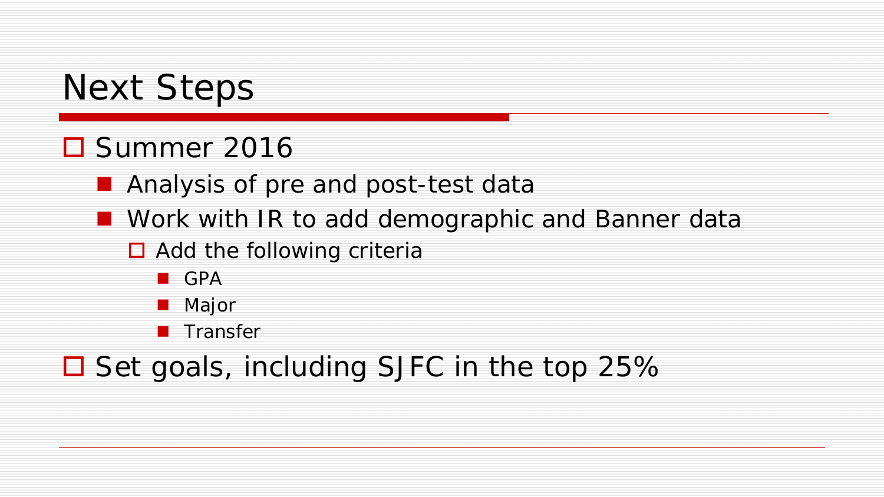# Next Steps

- Summer 2016
  - Analysis of pre and post-test data
  - Work with IR to add demographic and Banner data
    - Add the following criteria
      - GPA
      - Major
      - Transfer
- Set goals, including SJFC in the top 25%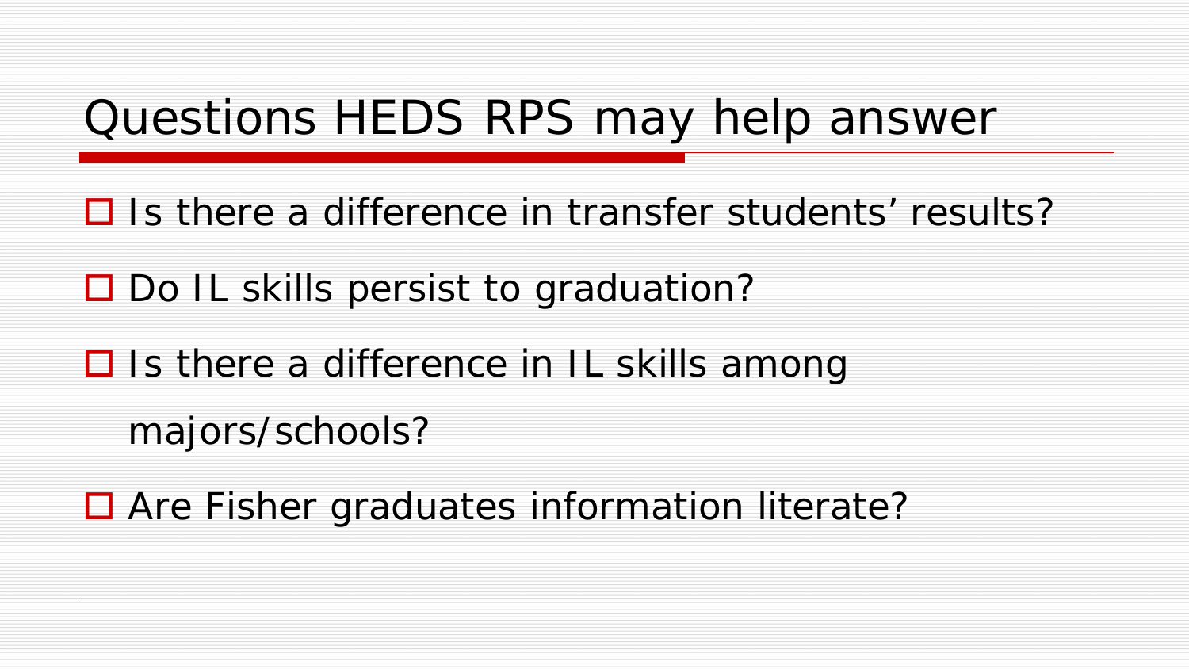# Questions HEDS RPS may help answer

- Is there a difference in transfer students' results?
- Do IL skills persist to graduation?
- Is there a difference in IL skills among majors/schools?
- Are Fisher graduates information literate?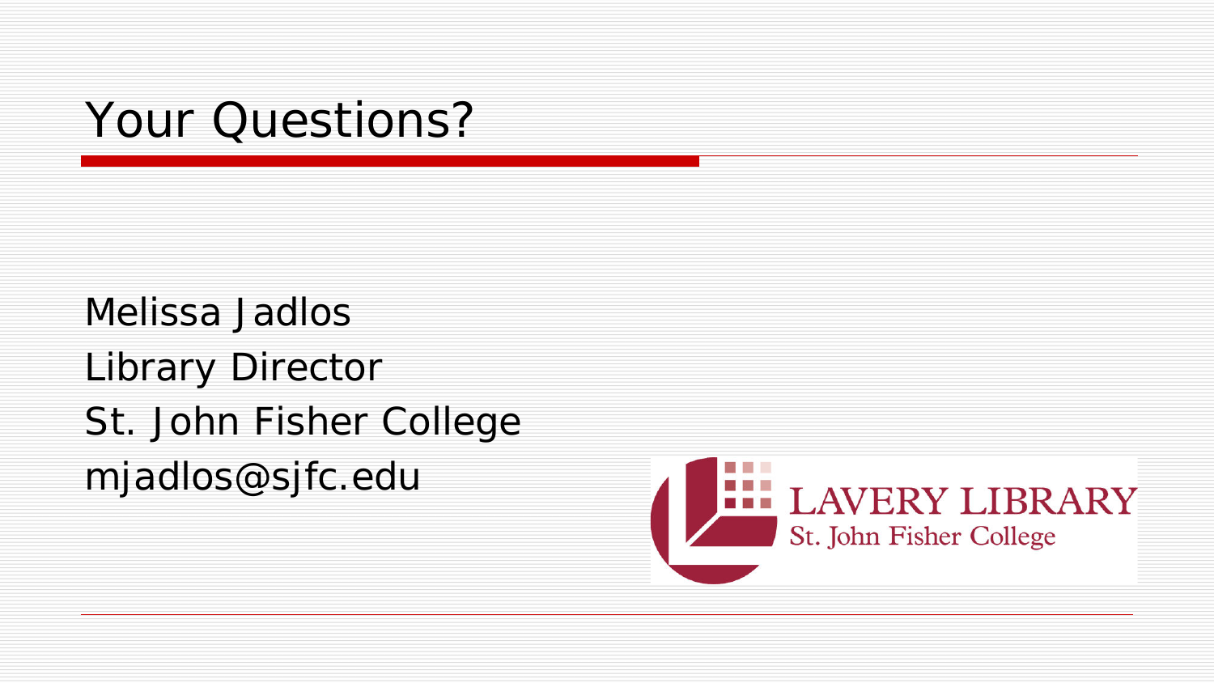# Your Questions?

Melissa Jadlos
Library Director
St. John Fisher College
mjadlos@sjfc.edu

LAVERY LIBRARY
St. John Fisher College